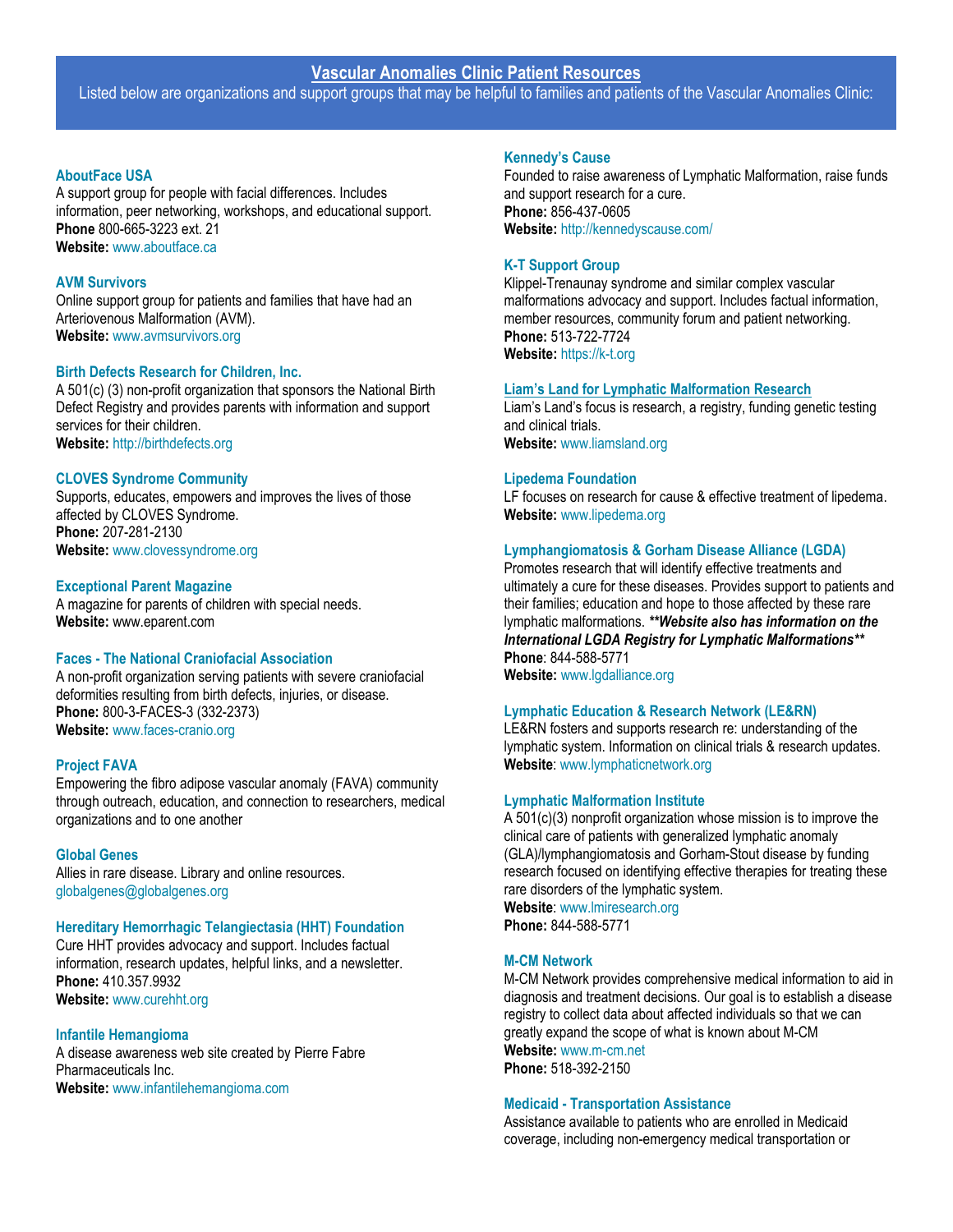# Vascular Anomalies Clinic Patient Resources

Listed below are organizations and support groups that may be helpful to families and patients of the Vascular Anomalies Clinic:

### AboutFace USA

A support group for people with facial differences. Includes information, peer networking, workshops, and educational support.
**Phone** 800-665-3223 ext. 21
**Website:** www.aboutface.ca

### AVM Survivors

Online support group for patients and families that have had an Arteriovenous Malformation (AVM).
**Website:** www.avmsurvivors.org

### Birth Defects Research for Children, Inc.

A 501(c) (3) non-profit organization that sponsors the National Birth Defect Registry and provides parents with information and support services for their children.
**Website:** http://birthdefects.org

### CLOVES Syndrome Community

Supports, educates, empowers and improves the lives of those affected by CLOVES Syndrome.
**Phone:** 207-281-2130
**Website:** www.clovessyndrome.org

### Exceptional Parent Magazine

A magazine for parents of children with special needs.
**Website:** www.eparent.com

### Faces - The National Craniofacial Association

A non-profit organization serving patients with severe craniofacial deformities resulting from birth defects, injuries, or disease.
**Phone:** 800-3-FACES-3 (332-2373)
**Website:** www.faces-cranio.org

### Project FAVA

Empowering the fibro adipose vascular anomaly (FAVA) community through outreach, education, and connection to researchers, medical organizations and to one another

### Global Genes

Allies in rare disease. Library and online resources.
globalgenes@globalgenes.org

### Hereditary Hemorrhagic Telangiectasia (HHT) Foundation

Cure HHT provides advocacy and support. Includes factual information, research updates, helpful links, and a newsletter.
**Phone:** 410.357.9932
**Website:** www.curehht.org

### Infantile Hemangioma

A disease awareness web site created by Pierre Fabre Pharmaceuticals Inc.
**Website:** www.infantilehemangioma.com

### Kennedy's Cause

Founded to raise awareness of Lymphatic Malformation, raise funds and support research for a cure.
**Phone:** 856-437-0605
**Website:** http://kennedyscause.com/

### K-T Support Group

Klippel-Trenaunay syndrome and similar complex vascular malformations advocacy and support. Includes factual information, member resources, community forum and patient networking.
**Phone:** 513-722-7724
**Website:** https://k-t.org

### Liam's Land for Lymphatic Malformation Research

Liam's Land's focus is research, a registry, funding genetic testing and clinical trials.
**Website:** www.liamsland.org

### Lipedema Foundation

LF focuses on research for cause & effective treatment of lipedema.
**Website:** www.lipedema.org

### Lymphangiomatosis & Gorham Disease Alliance (LGDA)

Promotes research that will identify effective treatments and ultimately a cure for these diseases. Provides support to patients and their families; education and hope to those affected by these rare lymphatic malformations. ***\*\*Website also has information on the International LGDA Registry for Lymphatic Malformations\*\****
**Phone**: 844-588-5771
**Website:** www.lgdalliance.org

### Lymphatic Education & Research Network (LE&RN)

LE&RN fosters and supports research re: understanding of the lymphatic system. Information on clinical trials & research updates.
**Website**: www.lymphaticnetwork.org

### Lymphatic Malformation Institute

A 501(c)(3) nonprofit organization whose mission is to improve the clinical care of patients with generalized lymphatic anomaly (GLA)/lymphangiomatosis and Gorham-Stout disease by funding research focused on identifying effective therapies for treating these rare disorders of the lymphatic system.
**Website**: www.lmiresearch.org
**Phone:** 844-588-5771

### M-CM Network

M-CM Network provides comprehensive medical information to aid in diagnosis and treatment decisions. Our goal is to establish a disease registry to collect data about affected individuals so that we can greatly expand the scope of what is known about M-CM
**Website:** www.m-cm.net
**Phone:** 518-392-2150

### Medicaid - Transportation Assistance

Assistance available to patients who are enrolled in Medicaid coverage, including non-emergency medical transportation or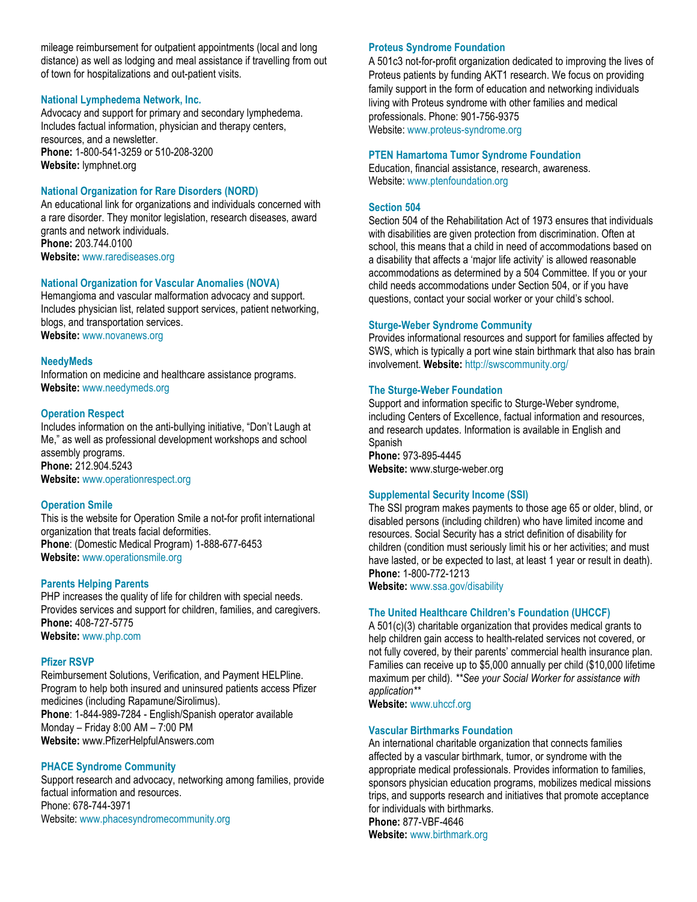mileage reimbursement for outpatient appointments (local and long distance) as well as lodging and meal assistance if travelling from out of town for hospitalizations and out-patient visits.

### National Lymphedema Network, Inc.

Advocacy and support for primary and secondary lymphedema. Includes factual information, physician and therapy centers, resources, and a newsletter.
**Phone:** 1-800-541-3259 or 510-208-3200
**Website:** lymphnet.org

### National Organization for Rare Disorders (NORD)

An educational link for organizations and individuals concerned with a rare disorder. They monitor legislation, research diseases, award grants and network individuals.
**Phone:** 203.744.0100
**Website:** www.rarediseases.org

### National Organization for Vascular Anomalies (NOVA)

Hemangioma and vascular malformation advocacy and support. Includes physician list, related support services, patient networking, blogs, and transportation services.
**Website:** www.novanews.org

### NeedyMeds

Information on medicine and healthcare assistance programs.
**Website:** www.needymeds.org

### Operation Respect

Includes information on the anti-bullying initiative, "Don't Laugh at Me," as well as professional development workshops and school assembly programs.
**Phone:** 212.904.5243
**Website:** www.operationrespect.org

### Operation Smile

This is the website for Operation Smile a not-for profit international organization that treats facial deformities.
**Phone**: (Domestic Medical Program) 1-888-677-6453
**Website:** www.operationsmile.org

### Parents Helping Parents

PHP increases the quality of life for children with special needs. Provides services and support for children, families, and caregivers.
**Phone:** 408-727-5775
**Website:** www.php.com

### Pfizer RSVP

Reimbursement Solutions, Verification, and Payment HELPline. Program to help both insured and uninsured patients access Pfizer medicines (including Rapamune/Sirolimus).
**Phone**: 1-844-989-7284 - English/Spanish operator available Monday – Friday 8:00 AM – 7:00 PM
**Website:** www.PfizerHelpfulAnswers.com

### PHACE Syndrome Community

Support research and advocacy, networking among families, provide factual information and resources.
Phone: 678-744-3971
Website: www.phacesyndromecommunity.org

### Proteus Syndrome Foundation

A 501c3 not-for-profit organization dedicated to improving the lives of Proteus patients by funding AKT1 research. We focus on providing family support in the form of education and networking individuals living with Proteus syndrome with other families and medical professionals. Phone: 901-756-9375
Website: www.proteus-syndrome.org

### PTEN Hamartoma Tumor Syndrome Foundation

Education, financial assistance, research, awareness.
Website: www.ptenfoundation.org

### Section 504

Section 504 of the Rehabilitation Act of 1973 ensures that individuals with disabilities are given protection from discrimination. Often at school, this means that a child in need of accommodations based on a disability that affects a 'major life activity' is allowed reasonable accommodations as determined by a 504 Committee. If you or your child needs accommodations under Section 504, or if you have questions, contact your social worker or your child's school.

### Sturge-Weber Syndrome Community

Provides informational resources and support for families affected by SWS, which is typically a port wine stain birthmark that also has brain involvement. **Website:** http://swscommunity.org/

### The Sturge-Weber Foundation

Support and information specific to Sturge-Weber syndrome, including Centers of Excellence, factual information and resources, and research updates. Information is available in English and Spanish
**Phone:** 973-895-4445
**Website:** www.sturge-weber.org

### Supplemental Security Income (SSI)

The SSI program makes payments to those age 65 or older, blind, or disabled persons (including children) who have limited income and resources. Social Security has a strict definition of disability for children (condition must seriously limit his or her activities; and must have lasted, or be expected to last, at least 1 year or result in death).
**Phone:** 1-800-772-1213
**Website:** www.ssa.gov/disability

### The United Healthcare Children's Foundation (UHCCF)

A 501(c)(3) charitable organization that provides medical grants to help children gain access to health-related services not covered, or not fully covered, by their parents' commercial health insurance plan. Families can receive up to $5,000 annually per child ($10,000 lifetime maximum per child). ***See your Social Worker for assistance with application***
**Website:** www.uhccf.org

### Vascular Birthmarks Foundation

An international charitable organization that connects families affected by a vascular birthmark, tumor, or syndrome with the appropriate medical professionals. Provides information to families, sponsors physician education programs, mobilizes medical missions trips, and supports research and initiatives that promote acceptance for individuals with birthmarks.
**Phone:** 877-VBF-4646
**Website:** www.birthmark.org